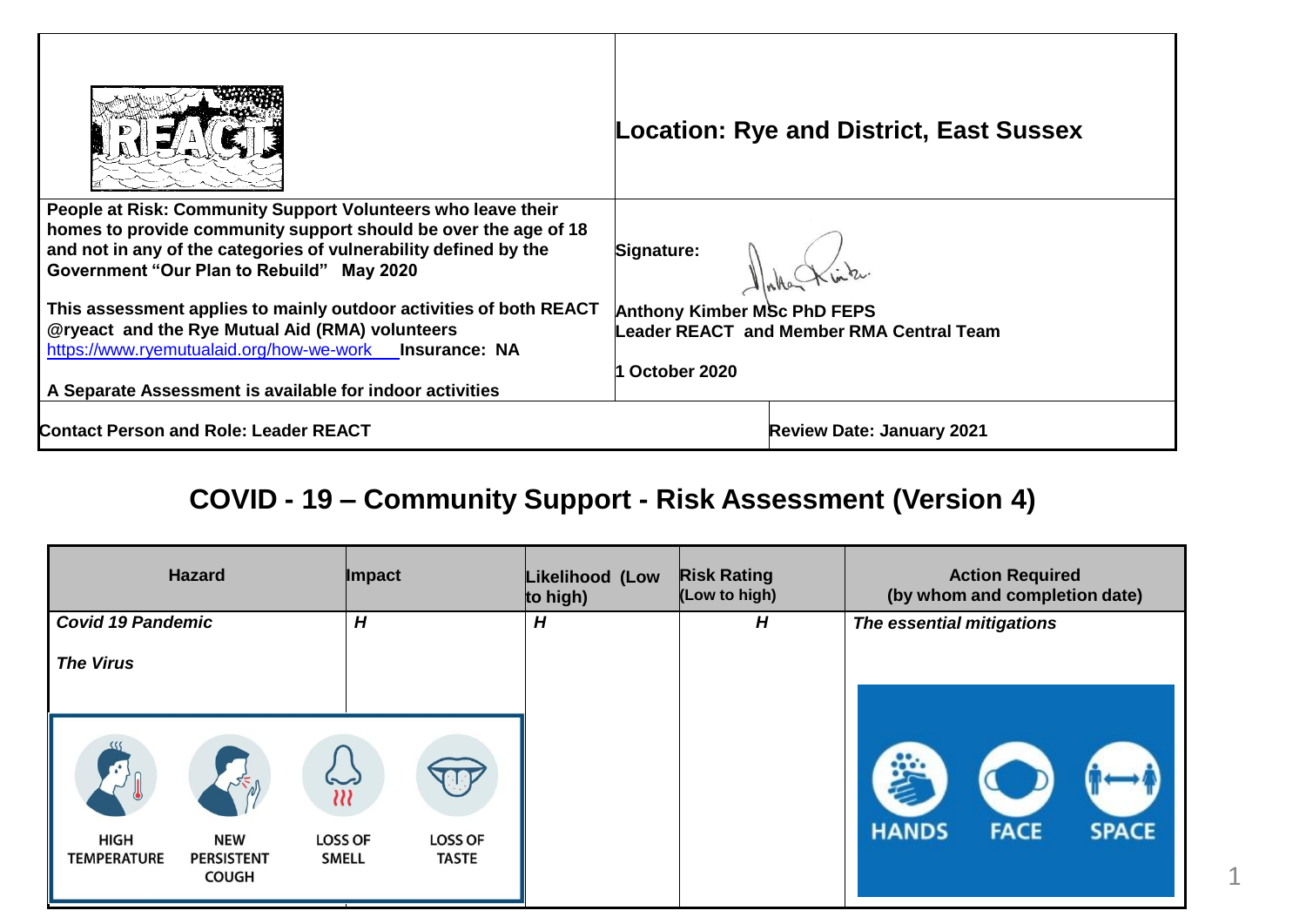| REACT | **Location: Rye and District, East Sussex** |
|---|---|
| **People at Risk: Community Support Volunteers who leave their homes to provide community support should be over the age of 18 and not in any of the categories of vulnerability defined by the Government "Our Plan to Rebuild" May 2020**<br><br>**This assessment applies to mainly outdoor activities of both REACT @ryeact and the Rye Mutual Aid (RMA) volunteers** https://www.ryemutualaid.org/how-we-work **Insurance: NA**<br><br>**A Separate Assessment is available for indoor activities** | **Signature:**<br><br>**Anthony Kimber MSc PhD FEPS**<br>**Leader REACT and Member RMA Central Team**<br><br>**1 October 2020** |
| **Contact Person and Role: Leader REACT** | **Review Date: January 2021** |

## COVID - 19 – Community Support - Risk Assessment (Version 4)

| Hazard | Impact | Likelihood (Low to high) | Risk Rating (Low to high) | Action Required (by whom and completion date) |
|---|---|---|---|---|
| ***Covid 19 Pandemic***<br><br>***The Virus***<br><br>HIGH TEMPERATURE; NEW PERSISTENT COUGH; LOSS OF SMELL; LOSS OF TASTE | ***H*** | ***H*** | ***H*** | ***The essential mitigations***<br><br>HANDS; FACE; SPACE |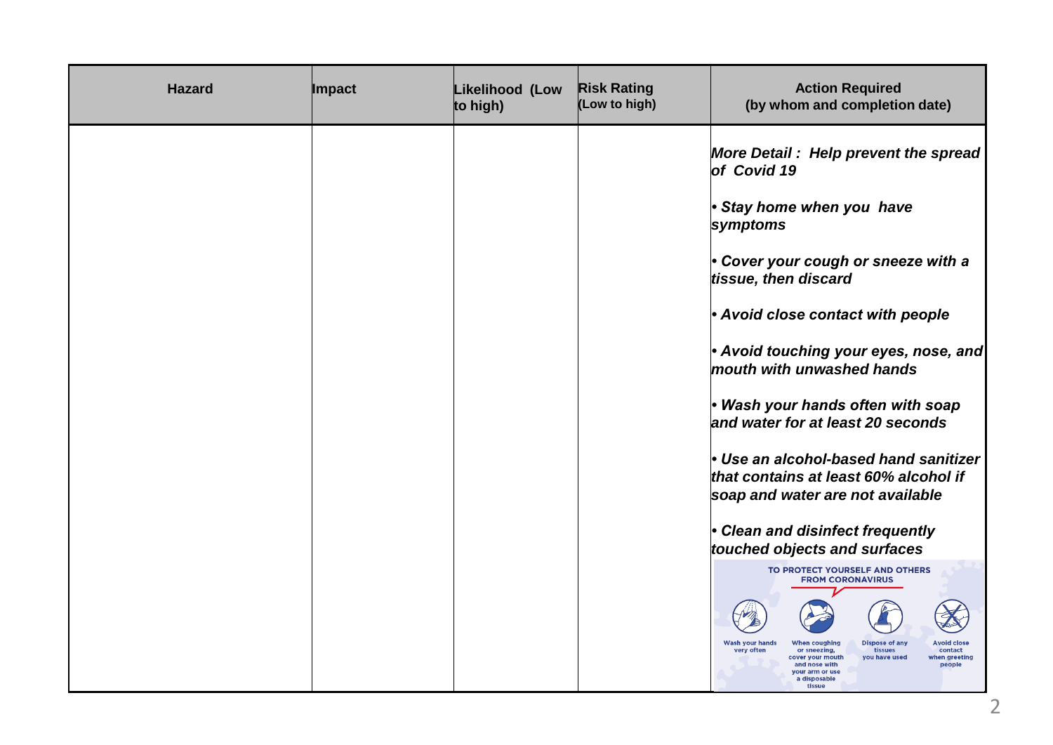| Hazard | Impact | Likelihood (Low to high) | Risk Rating (Low to high) | Action Required (by whom and completion date) |
|---|---|---|---|---|
| | | | | ***More Detail : Help prevent the spread of Covid 19***<br><br>***• Stay home when you have symptoms***<br><br>***• Cover your cough or sneeze with a tissue, then discard***<br><br>***• Avoid close contact with people***<br><br>***• Avoid touching your eyes, nose, and mouth with unwashed hands***<br><br>***• Wash your hands often with soap and water for at least 20 seconds***<br><br>***• Use an alcohol-based hand sanitizer that contains at least 60% alcohol if soap and water are not available***<br><br>***• Clean and disinfect frequently touched objects and surfaces***<br><br>TO PROTECT YOURSELF AND OTHERS FROM CORONAVIRUS<br><br>Wash your hands very often<br>When coughing or sneezing, cover your mouth and nose with your arm or use a disposable tissue<br>Dispose of any tissues you have used<br>Avoid close contact when greeting people |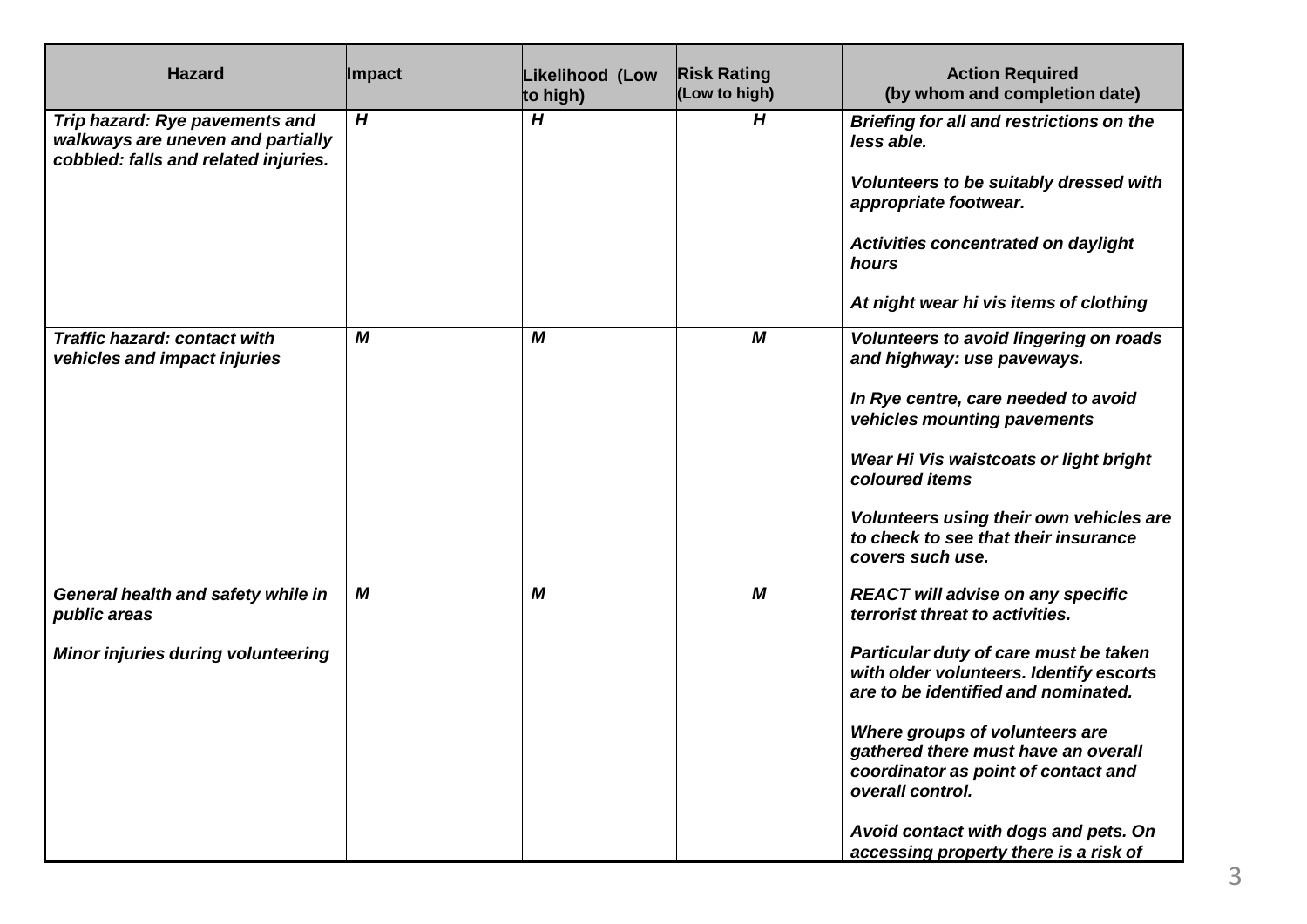| Hazard | Impact | Likelihood (Low to high) | Risk Rating (Low to high) | Action Required (by whom and completion date) |
|---|---|---|---|---|
| ***Trip hazard: Rye pavements and walkways are uneven and partially cobbled: falls and related injuries.*** | ***H*** | ***H*** | ***H*** | ***Briefing for all and restrictions on the less able.***<br><br>***Volunteers to be suitably dressed with appropriate footwear.***<br><br>***Activities concentrated on daylight hours***<br><br>***At night wear hi vis items of clothing*** |
| ***Traffic hazard: contact with vehicles and impact injuries*** | ***M*** | ***M*** | ***M*** | ***Volunteers to avoid lingering on roads and highway: use paveways.***<br><br>***In Rye centre, care needed to avoid vehicles mounting pavements***<br><br>***Wear Hi Vis waistcoats or light bright coloured items***<br><br>***Volunteers using their own vehicles are to check to see that their insurance covers such use.*** |
| ***General health and safety while in public areas***<br><br>***Minor injuries during volunteering*** | ***M*** | ***M*** | ***M*** | ***REACT will advise on any specific terrorist threat to activities.***<br><br>***Particular duty of care must be taken with older volunteers. Identify escorts are to be identified and nominated.***<br><br>***Where groups of volunteers are gathered there must have an overall coordinator as point of contact and overall control.***<br><br>***Avoid contact with dogs and pets. On accessing property there is a risk of*** |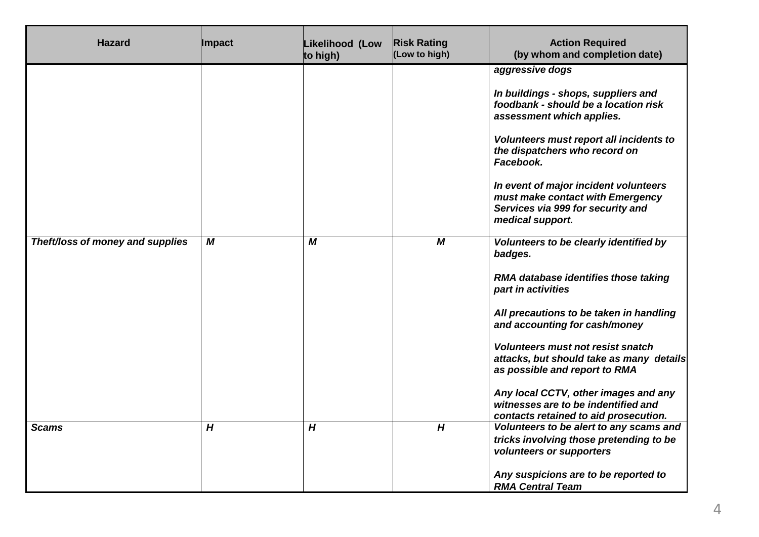| Hazard | Impact | Likelihood (Low to high) | Risk Rating (Low to high) | Action Required (by whom and completion date) |
|---|---|---|---|---|
| | | | | *aggressive dogs*<br><br>*In buildings - shops, suppliers and foodbank - should be a location risk assessment which applies.*<br><br>*Volunteers must report all incidents to the dispatchers who record on Facebook.*<br><br>*In event of major incident volunteers must make contact with Emergency Services via 999 for security and medical support.* |
| *Theft/loss of money and supplies* | *M* | *M* | *M* | *Volunteers to be clearly identified by badges.*<br><br>*RMA database identifies those taking part in activities*<br><br>*All precautions to be taken in handling and accounting for cash/money*<br><br>*Volunteers must not resist snatch attacks, but should take as many details as possible and report to RMA*<br><br>*Any local CCTV, other images and any witnesses are to be indentified and contacts retained to aid prosecution.* |
| *Scams* | *H* | *H* | *H* | *Volunteers to be alert to any scams and tricks involving those pretending to be volunteers or supporters*<br><br>*Any suspicions are to be reported to RMA Central Team* |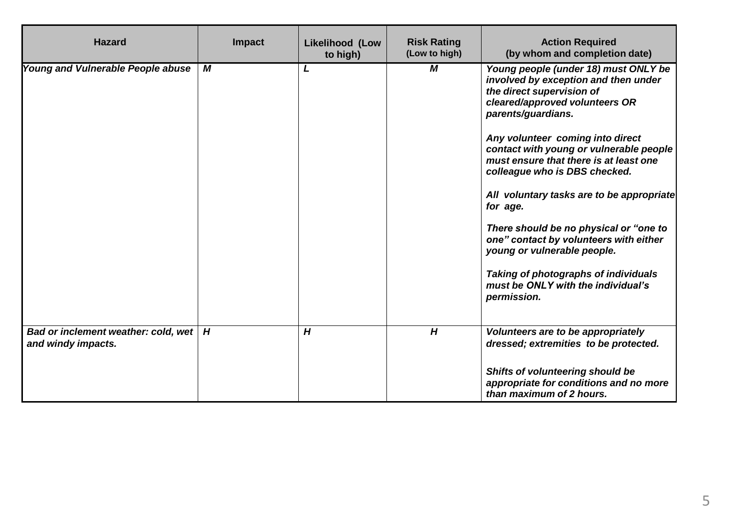| Hazard | Impact | Likelihood (Low to high) | Risk Rating (Low to high) | Action Required (by whom and completion date) |
|---|---|---|---|---|
| *Young and Vulnerable People abuse* | *M* | *L* | *M* | ***Young people (under 18) must ONLY be involved by exception and then under the direct supervision of cleared/approved volunteers OR parents/guardians.*** <br><br> ***Any volunteer coming into direct contact with young or vulnerable people must ensure that there is at least one colleague who is DBS checked.*** <br><br> ***All voluntary tasks are to be appropriate for age.*** <br><br> ***There should be no physical or "one to one" contact by volunteers with either young or vulnerable people.*** <br><br> ***Taking of photographs of individuals must be ONLY with the individual's permission.*** |
| *Bad or inclement weather: cold, wet and windy impacts.* | *H* | *H* | *H* | ***Volunteers are to be appropriately dressed; extremities to be protected.*** <br><br> ***Shifts of volunteering should be appropriate for conditions and no more than maximum of 2 hours.*** |